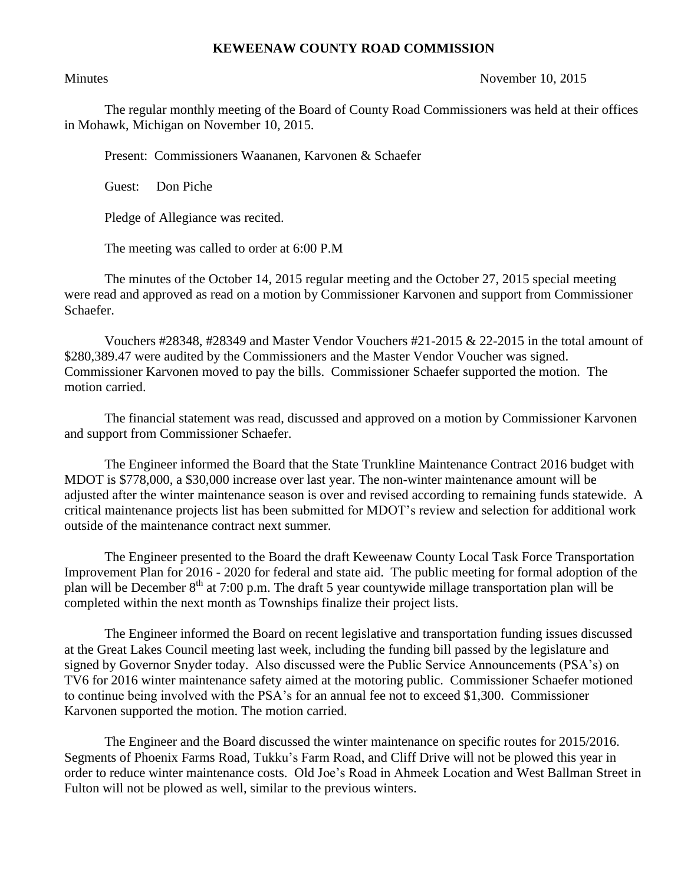**KEWEENAW COUNTY ROAD COMMISSION**

Minutes November 10, 2015

The regular monthly meeting of the Board of County Road Commissioners was held at their offices in Mohawk, Michigan on November 10, 2015.

Present: Commissioners Waananen, Karvonen & Schaefer

Guest: Don Piche

Pledge of Allegiance was recited.

The meeting was called to order at 6:00 P.M

The minutes of the October 14, 2015 regular meeting and the October 27, 2015 special meeting were read and approved as read on a motion by Commissioner Karvonen and support from Commissioner Schaefer.

Vouchers #28348, #28349 and Master Vendor Vouchers #21-2015 & 22-2015 in the total amount of $280,389.47 were audited by the Commissioners and the Master Vendor Voucher was signed. Commissioner Karvonen moved to pay the bills. Commissioner Schaefer supported the motion. The motion carried.

The financial statement was read, discussed and approved on a motion by Commissioner Karvonen and support from Commissioner Schaefer.

The Engineer informed the Board that the State Trunkline Maintenance Contract 2016 budget with MDOT is $778,000, a $30,000 increase over last year. The non-winter maintenance amount will be adjusted after the winter maintenance season is over and revised according to remaining funds statewide. A critical maintenance projects list has been submitted for MDOT's review and selection for additional work outside of the maintenance contract next summer.

The Engineer presented to the Board the draft Keweenaw County Local Task Force Transportation Improvement Plan for 2016 - 2020 for federal and state aid. The public meeting for formal adoption of the plan will be December 8th at 7:00 p.m. The draft 5 year countywide millage transportation plan will be completed within the next month as Townships finalize their project lists.

The Engineer informed the Board on recent legislative and transportation funding issues discussed at the Great Lakes Council meeting last week, including the funding bill passed by the legislature and signed by Governor Snyder today. Also discussed were the Public Service Announcements (PSA's) on TV6 for 2016 winter maintenance safety aimed at the motoring public. Commissioner Schaefer motioned to continue being involved with the PSA's for an annual fee not to exceed $1,300. Commissioner Karvonen supported the motion. The motion carried.

The Engineer and the Board discussed the winter maintenance on specific routes for 2015/2016. Segments of Phoenix Farms Road, Tukku's Farm Road, and Cliff Drive will not be plowed this year in order to reduce winter maintenance costs. Old Joe's Road in Ahmeek Location and West Ballman Street in Fulton will not be plowed as well, similar to the previous winters.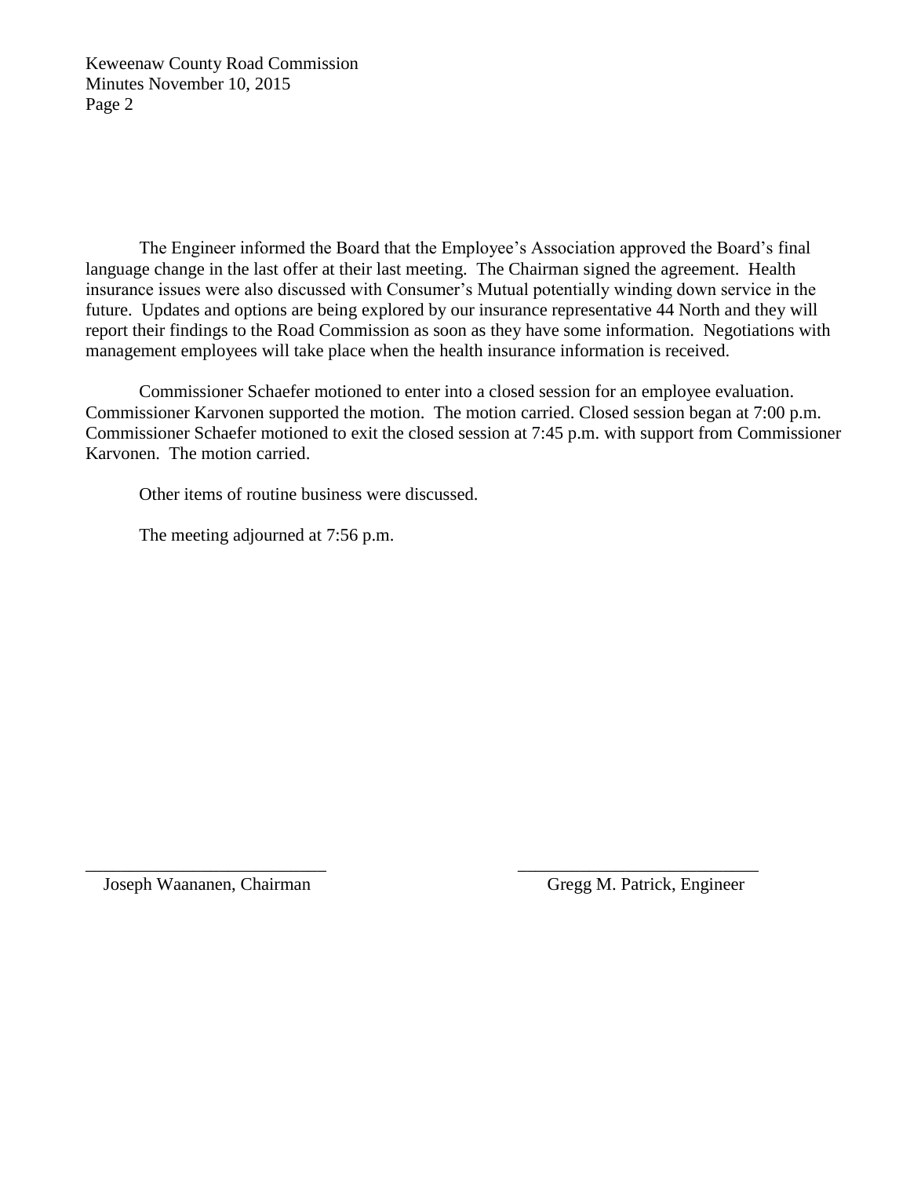The Engineer informed the Board that the Employee's Association approved the Board's final language change in the last offer at their last meeting. The Chairman signed the agreement. Health insurance issues were also discussed with Consumer's Mutual potentially winding down service in the future. Updates and options are being explored by our insurance representative 44 North and they will report their findings to the Road Commission as soon as they have some information. Negotiations with management employees will take place when the health insurance information is received.

Commissioner Schaefer motioned to enter into a closed session for an employee evaluation. Commissioner Karvonen supported the motion. The motion carried. Closed session began at 7:00 p.m. Commissioner Schaefer motioned to exit the closed session at 7:45 p.m. with support from Commissioner Karvonen. The motion carried.

Other items of routine business were discussed.

The meeting adjourned at 7:56 p.m.

\_\_\_\_\_\_\_\_\_\_\_\_\_\_\_\_\_\_\_\_\_\_\_\_\_\_\_\_ \_\_\_\_\_\_\_\_\_\_\_\_\_\_\_\_\_\_\_\_\_\_\_\_\_\_\_\_

Joseph Waananen, Chairman Gregg M. Patrick, Engineer